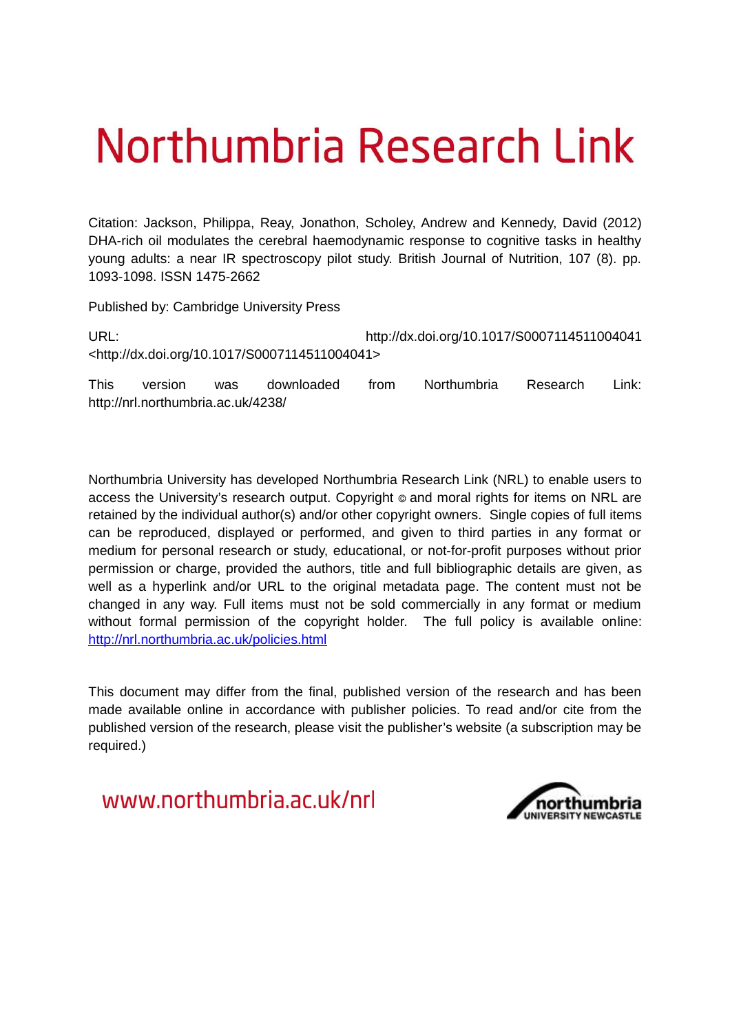# Northumbria Research Link

Citation: Jackson, Philippa, Reay, Jonathon, Scholey, Andrew and Kennedy, David (2012) DHA-rich oil modulates the cerebral haemodynamic response to cognitive tasks in healthy young adults: a near IR spectroscopy pilot study. British Journal of Nutrition, 107 (8). pp. 1093-1098. ISSN 1475-2662

Published by: Cambridge University Press

URL: http://dx.doi.org/10.1017/S0007114511004041 <http://dx.doi.org/10.1017/S0007114511004041>

This version was downloaded from Northumbria Research Link: http://nrl.northumbria.ac.uk/4238/

Northumbria University has developed Northumbria Research Link (NRL) to enable users to access the University's research output. Copyright © and moral rights for items on NRL are retained by the individual author(s) and/or other copyright owners. Single copies of full items can be reproduced, displayed or performed, and given to third parties in any format or medium for personal research or study, educational, or not-for-profit purposes without prior permission or charge, provided the authors, title and full bibliographic details are given, as well as a hyperlink and/or URL to the original metadata page. The content must not be changed in any way. Full items must not be sold commercially in any format or medium without formal permission of the copyright holder. The full policy is available online: http://nrl.northumbria.ac.uk/policies.html

This document may differ from the final, published version of the research and has been made available online in accordance with publisher policies. To read and/or cite from the published version of the research, please visit the publisher's website (a subscription may be required.)

www.northumbria.ac.uk/nrl

northumbria
UNIVERSITY NEWCASTLE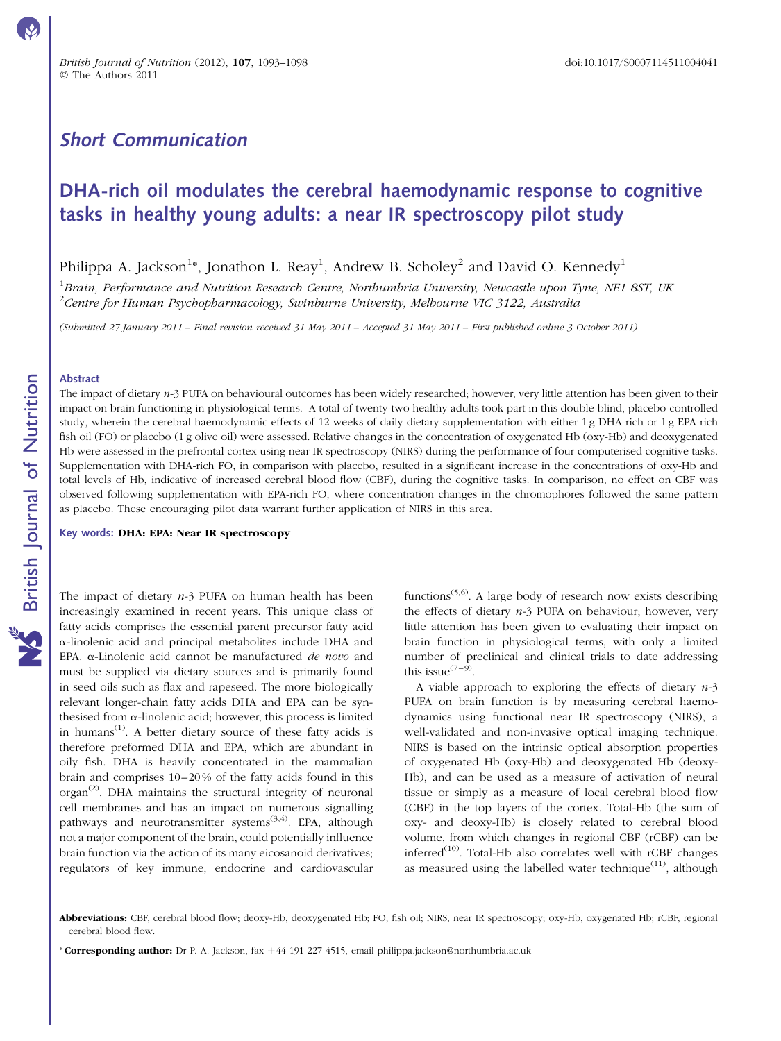## Short Communication

# DHA-rich oil modulates the cerebral haemodynamic response to cognitive tasks in healthy young adults: a near IR spectroscopy pilot study

Philippa A. Jackson[1]*, Jonathon L. Reay[1], Andrew B. Scholey[2] and David O. Kennedy[1]

[1]*Brain, Performance and Nutrition Research Centre, Northumbria University, Newcastle upon Tyne, NE1 8ST, UK*
[2]*Centre for Human Psychopharmacology, Swinburne University, Melbourne VIC 3122, Australia*

*(Submitted 27 January 2011 – Final revision received 31 May 2011 – Accepted 31 May 2011 – First published online 3 October 2011)*

### Abstract

The impact of dietary *n*-3 PUFA on behavioural outcomes has been widely researched; however, very little attention has been given to their impact on brain functioning in physiological terms. A total of twenty-two healthy adults took part in this double-blind, placebo-controlled study, wherein the cerebral haemodynamic effects of 12 weeks of daily dietary supplementation with either 1 g DHA-rich or 1 g EPA-rich fish oil (FO) or placebo (1 g olive oil) were assessed. Relative changes in the concentration of oxygenated Hb (oxy-Hb) and deoxygenated Hb were assessed in the prefrontal cortex using near IR spectroscopy (NIRS) during the performance of four computerised cognitive tasks. Supplementation with DHA-rich FO, in comparison with placebo, resulted in a significant increase in the concentrations of oxy-Hb and total levels of Hb, indicative of increased cerebral blood flow (CBF), during the cognitive tasks. In comparison, no effect on CBF was observed following supplementation with EPA-rich FO, where concentration changes in the chromophores followed the same pattern as placebo. These encouraging pilot data warrant further application of NIRS in this area.

**Key words: DHA: EPA: Near IR spectroscopy**

The impact of dietary *n*-3 PUFA on human health has been increasingly examined in recent years. This unique class of fatty acids comprises the essential parent precursor fatty acid α-linolenic acid and principal metabolites include DHA and EPA. α-Linolenic acid cannot be manufactured *de novo* and must be supplied via dietary sources and is primarily found in seed oils such as flax and rapeseed. The more biologically relevant longer-chain fatty acids DHA and EPA can be synthesised from α-linolenic acid; however, this process is limited in humans[1]. A better dietary source of these fatty acids is therefore preformed DHA and EPA, which are abundant in oily fish. DHA is heavily concentrated in the mammalian brain and comprises 10–20 % of the fatty acids found in this organ[2]. DHA maintains the structural integrity of neuronal cell membranes and has an impact on numerous signalling pathways and neurotransmitter systems[3,4]. EPA, although not a major component of the brain, could potentially influence brain function via the action of its many eicosanoid derivatives; regulators of key immune, endocrine and cardiovascular functions[5,6]. A large body of research now exists describing the effects of dietary *n*-3 PUFA on behaviour; however, very little attention has been given to evaluating their impact on brain function in physiological terms, with only a limited number of preclinical and clinical trials to date addressing this issue[7–9].

A viable approach to exploring the effects of dietary *n*-3 PUFA on brain function is by measuring cerebral haemodynamics using functional near IR spectroscopy (NIRS), a well-validated and non-invasive optical imaging technique. NIRS is based on the intrinsic optical absorption properties of oxygenated Hb (oxy-Hb) and deoxygenated Hb (deoxy-Hb), and can be used as a measure of activation of neural tissue or simply as a measure of local cerebral blood flow (CBF) in the top layers of the cortex. Total-Hb (the sum of oxy- and deoxy-Hb) is closely related to cerebral blood volume, from which changes in regional CBF (rCBF) can be inferred[10]. Total-Hb also correlates well with rCBF changes as measured using the labelled water technique[11], although

**Abbreviations:** CBF, cerebral blood flow; deoxy-Hb, deoxygenated Hb; FO, fish oil; NIRS, near IR spectroscopy; oxy-Hb, oxygenated Hb; rCBF, regional cerebral blood flow.

***Corresponding author:** Dr P. A. Jackson, fax +44 191 227 4515, email philippa.jackson@northumbria.ac.uk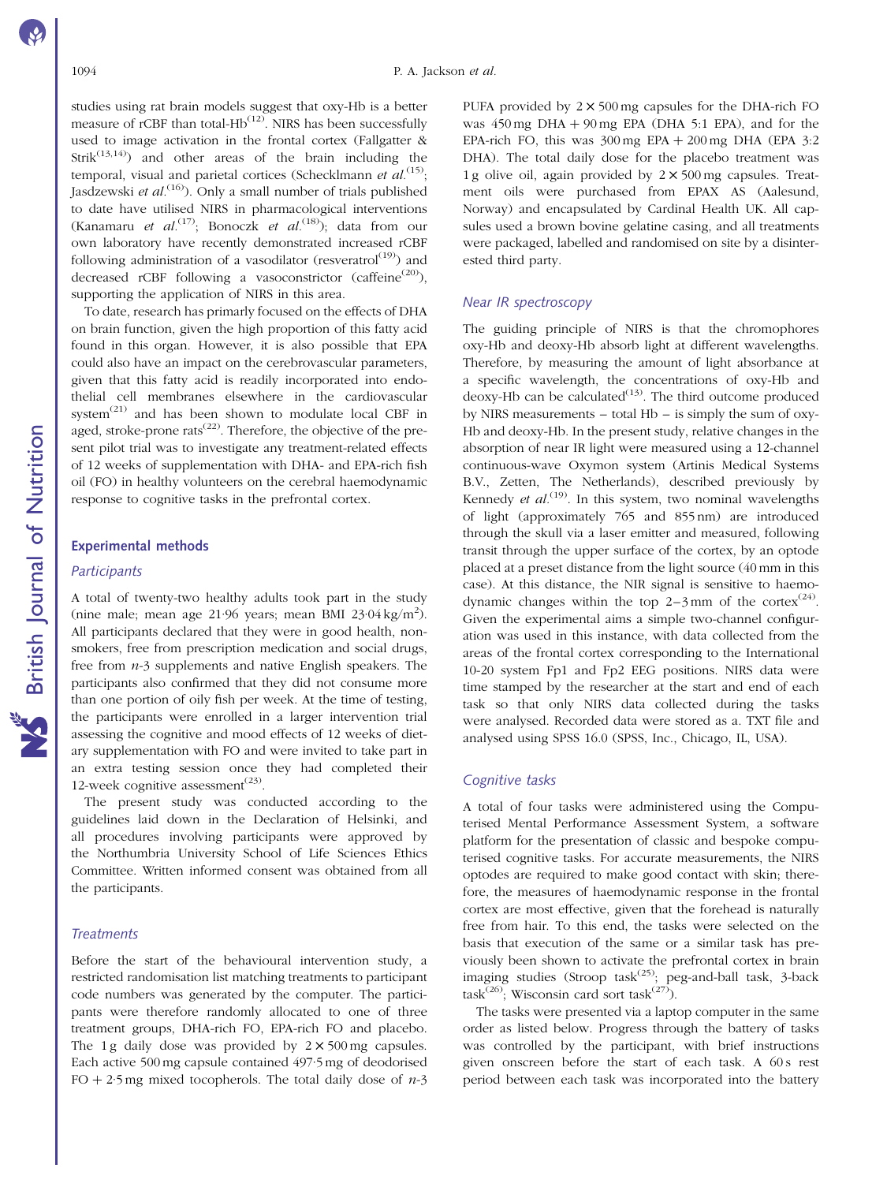studies using rat brain models suggest that oxy-Hb is a better measure of rCBF than total-Hb[12]. NIRS has been successfully used to image activation in the frontal cortex (Fallgatter & Strik[13,14]) and other areas of the brain including the temporal, visual and parietal cortices (Schecklmann *et al.*[15]; Jasdzewski *et al.*[16]). Only a small number of trials published to date have utilised NIRS in pharmacological interventions (Kanamaru *et al.*[17]; Bonoczk *et al.*[18]); data from our own laboratory have recently demonstrated increased rCBF following administration of a vasodilator (resveratrol[19]) and decreased rCBF following a vasoconstrictor (caffeine[20]), supporting the application of NIRS in this area.

To date, research has primarily focused on the effects of DHA on brain function, given the high proportion of this fatty acid found in this organ. However, it is also possible that EPA could also have an impact on the cerebrovascular parameters, given that this fatty acid is readily incorporated into endothelial cell membranes elsewhere in the cardiovascular system[21] and has been shown to modulate local CBF in aged, stroke-prone rats[22]. Therefore, the objective of the present pilot trial was to investigate any treatment-related effects of 12 weeks of supplementation with DHA- and EPA-rich fish oil (FO) in healthy volunteers on the cerebral haemodynamic response to cognitive tasks in the prefrontal cortex.

## Experimental methods

### Participants

A total of twenty-two healthy adults took part in the study (nine male; mean age 21·96 years; mean BMI 23·04 kg/m$^2$). All participants declared that they were in good health, non-smokers, free from prescription medication and social drugs, free from *n*-3 supplements and native English speakers. The participants also confirmed that they did not consume more than one portion of oily fish per week. At the time of testing, the participants were enrolled in a larger intervention trial assessing the cognitive and mood effects of 12 weeks of dietary supplementation with FO and were invited to take part in an extra testing session once they had completed their 12-week cognitive assessment[23].

The present study was conducted according to the guidelines laid down in the Declaration of Helsinki, and all procedures involving participants were approved by the Northumbria University School of Life Sciences Ethics Committee. Written informed consent was obtained from all the participants.

### Treatments

Before the start of the behavioural intervention study, a restricted randomisation list matching treatments to participant code numbers was generated by the computer. The participants were therefore randomly allocated to one of three treatment groups, DHA-rich FO, EPA-rich FO and placebo. The 1 g daily dose was provided by 2 × 500 mg capsules. Each active 500 mg capsule contained 497·5 mg of deodorised FO + 2·5 mg mixed tocopherols. The total daily dose of *n*-3 PUFA provided by 2 × 500 mg capsules for the DHA-rich FO was 450 mg DHA + 90 mg EPA (DHA 5:1 EPA), and for the EPA-rich FO, this was 300 mg EPA + 200 mg DHA (EPA 3:2 DHA). The total daily dose for the placebo treatment was 1 g olive oil, again provided by 2 × 500 mg capsules. Treatment oils were purchased from EPAX AS (Aalesund, Norway) and encapsulated by Cardinal Health UK. All capsules used a brown bovine gelatine casing, and all treatments were packaged, labelled and randomised on site by a disinterested third party.

### Near IR spectroscopy

The guiding principle of NIRS is that the chromophores oxy-Hb and deoxy-Hb absorb light at different wavelengths. Therefore, by measuring the amount of light absorbance at a specific wavelength, the concentrations of oxy-Hb and deoxy-Hb can be calculated[13]. The third outcome produced by NIRS measurements – total Hb – is simply the sum of oxy-Hb and deoxy-Hb. In the present study, relative changes in the absorption of near IR light were measured using a 12-channel continuous-wave Oxymon system (Artinis Medical Systems B.V., Zetten, The Netherlands), described previously by Kennedy *et al.*[19]. In this system, two nominal wavelengths of light (approximately 765 and 855 nm) are introduced through the skull via a laser emitter and measured, following transit through the upper surface of the cortex, by an optode placed at a preset distance from the light source (40 mm in this case). At this distance, the NIR signal is sensitive to haemodynamic changes within the top 2–3 mm of the cortex[24]. Given the experimental aims a simple two-channel configuration was used in this instance, with data collected from the areas of the frontal cortex corresponding to the International 10-20 system Fp1 and Fp2 EEG positions. NIRS data were time stamped by the researcher at the start and end of each task so that only NIRS data collected during the tasks were analysed. Recorded data were stored as a. TXT file and analysed using SPSS 16.0 (SPSS, Inc., Chicago, IL, USA).

### Cognitive tasks

A total of four tasks were administered using the Computerised Mental Performance Assessment System, a software platform for the presentation of classic and bespoke computerised cognitive tasks. For accurate measurements, the NIRS optodes are required to make good contact with skin; therefore, the measures of haemodynamic response in the frontal cortex are most effective, given that the forehead is naturally free from hair. To this end, the tasks were selected on the basis that execution of the same or a similar task has previously been shown to activate the prefrontal cortex in brain imaging studies (Stroop task[25]; peg-and-ball task, 3-back task[26]; Wisconsin card sort task[27]).

The tasks were presented via a laptop computer in the same order as listed below. Progress through the battery of tasks was controlled by the participant, with brief instructions given onscreen before the start of each task. A 60 s rest period between each task was incorporated into the battery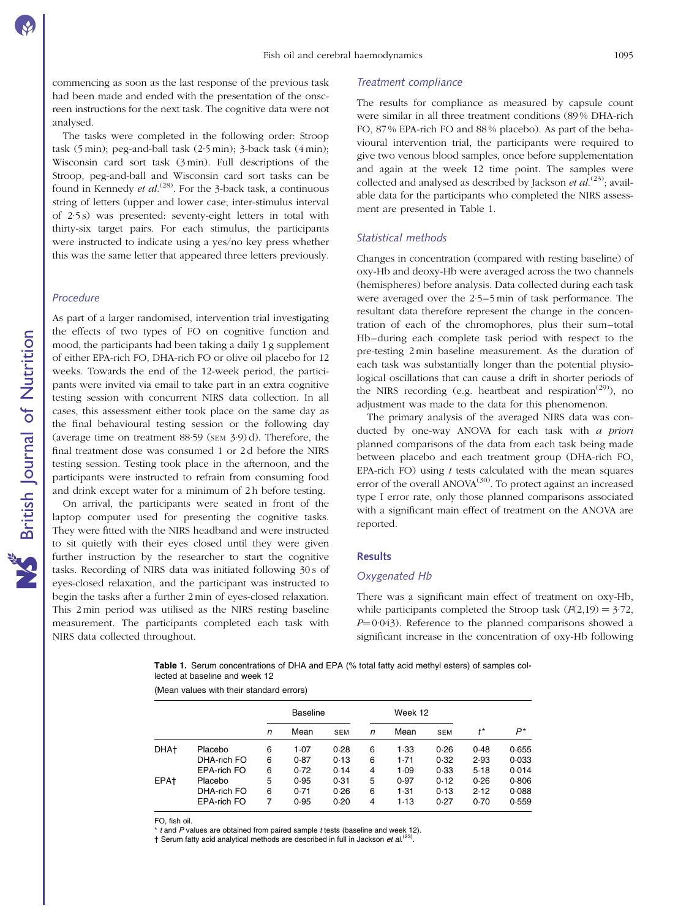commencing as soon as the last response of the previous task had been made and ended with the presentation of the onscreen instructions for the next task. The cognitive data were not analysed.

The tasks were completed in the following order: Stroop task (5 min); peg-and-ball task (2·5 min); 3-back task (4 min); Wisconsin card sort task (3 min). Full descriptions of the Stroop, peg-and-ball and Wisconsin card sort tasks can be found in Kennedy *et al.*[28]. For the 3-back task, a continuous string of letters (upper and lower case; inter-stimulus interval of 2·5 s) was presented: seventy-eight letters in total with thirty-six target pairs. For each stimulus, the participants were instructed to indicate using a yes/no key press whether this was the same letter that appeared three letters previously.

### Procedure

As part of a larger randomised, intervention trial investigating the effects of two types of FO on cognitive function and mood, the participants had been taking a daily 1 g supplement of either EPA-rich FO, DHA-rich FO or olive oil placebo for 12 weeks. Towards the end of the 12-week period, the participants were invited via email to take part in an extra cognitive testing session with concurrent NIRS data collection. In all cases, this assessment either took place on the same day as the final behavioural testing session or the following day (average time on treatment 88·59 (SEM 3·9) d). Therefore, the final treatment dose was consumed 1 or 2 d before the NIRS testing session. Testing took place in the afternoon, and the participants were instructed to refrain from consuming food and drink except water for a minimum of 2 h before testing.

On arrival, the participants were seated in front of the laptop computer used for presenting the cognitive tasks. They were fitted with the NIRS headband and were instructed to sit quietly with their eyes closed until they were given further instruction by the researcher to start the cognitive tasks. Recording of NIRS data was initiated following 30 s of eyes-closed relaxation, and the participant was instructed to begin the tasks after a further 2 min of eyes-closed relaxation. This 2 min period was utilised as the NIRS resting baseline measurement. The participants completed each task with NIRS data collected throughout.

### Treatment compliance

The results for compliance as measured by capsule count were similar in all three treatment conditions (89 % DHA-rich FO, 87 % EPA-rich FO and 88 % placebo). As part of the behavioural intervention trial, the participants were required to give two venous blood samples, once before supplementation and again at the week 12 time point. The samples were collected and analysed as described by Jackson *et al.*[23]; available data for the participants who completed the NIRS assessment are presented in Table 1.

### Statistical methods

Changes in concentration (compared with resting baseline) of oxy-Hb and deoxy-Hb were averaged across the two channels (hemispheres) before analysis. Data collected during each task were averaged over the 2·5–5 min of task performance. The resultant data therefore represent the change in the concentration of each of the chromophores, plus their sum–total Hb–during each complete task period with respect to the pre-testing 2 min baseline measurement. As the duration of each task was substantially longer than the potential physiological oscillations that can cause a drift in shorter periods of the NIRS recording (e.g. heartbeat and respiration[29]), no adjustment was made to the data for this phenomenon.

The primary analysis of the averaged NIRS data was conducted by one-way ANOVA for each task with *a priori* planned comparisons of the data from each task being made between placebo and each treatment group (DHA-rich FO, EPA-rich FO) using *t* tests calculated with the mean squares error of the overall ANOVA[30]. To protect against an increased type I error rate, only those planned comparisons associated with a significant main effect of treatment on the ANOVA are reported.

## Results

### Oxygenated Hb

There was a significant main effect of treatment on oxy-Hb, while participants completed the Stroop task ($F(2,19) = 3·72$, $P = 0·043$). Reference to the planned comparisons showed a significant increase in the concentration of oxy-Hb following

**Table 1.** Serum concentrations of DHA and EPA (% total fatty acid methyl esters) of samples collected at baseline and week 12

(Mean values with their standard errors)

| | | Baseline | | | Week 12 | | | | |
|---|---|---|---|---|---|---|---|---|---|
| | | *n* | Mean | SEM | *n* | Mean | SEM | *t** | *P** |
| DHA† | Placebo | 6 | 1·07 | 0·28 | 6 | 1·33 | 0·26 | 0·48 | 0·655 |
| | DHA-rich FO | 6 | 0·87 | 0·13 | 6 | 1·71 | 0·32 | 2·93 | 0·033 |
| | EPA-rich FO | 6 | 0·72 | 0·14 | 4 | 1·09 | 0·33 | 5·18 | 0·014 |
| EPA† | Placebo | 5 | 0·95 | 0·31 | 5 | 0·97 | 0·12 | 0·26 | 0·806 |
| | DHA-rich FO | 6 | 0·71 | 0·26 | 6 | 1·31 | 0·13 | 2·12 | 0·088 |
| | EPA-rich FO | 7 | 0·95 | 0·20 | 4 | 1·13 | 0·27 | 0·70 | 0·559 |

FO, fish oil.

\* *t* and *P* values are obtained from paired sample *t* tests (baseline and week 12).

† Serum fatty acid analytical methods are described in full in Jackson *et al.*[23].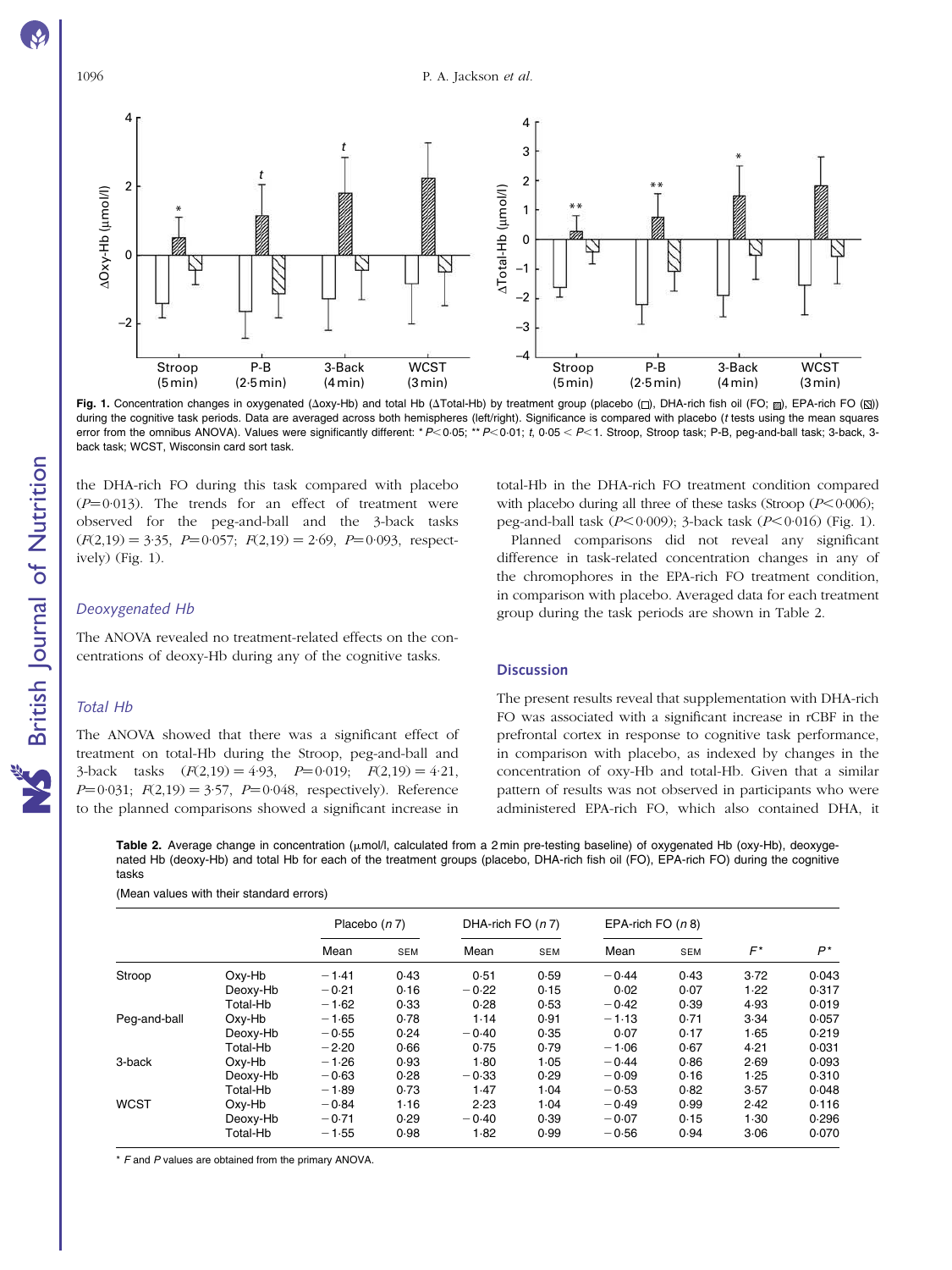ΔOxy-Hb (μmol/l)

4, 2, 0, −2

Stroop (5 min), P-B (2·5 min), 3-Back (4 min), WCST (3 min)

*, t, t

ΔTotal-Hb (μmol/l)

4, 3, 2, 1, 0, −1, −2, −3, −4

Stroop (5 min), P-B (2·5 min), 3-Back (4 min), WCST (3 min)

\*\*, \*\*, *

**Fig. 1.** Concentration changes in oxygenated (Δoxy-Hb) and total Hb (ΔTotal-Hb) by treatment group (placebo (□), DHA-rich fish oil (FO; ▨), EPA-rich FO (▧)) during the cognitive task periods. Data are averaged across both hemispheres (left/right). Significance is compared with placebo (*t* tests using the mean squares error from the omnibus ANOVA). Values were significantly different: * $P<0·05$; ** $P<0·01$; *t*, $0·05<P<1$. Stroop, Stroop task; P-B, peg-and-ball task; 3-back, 3-back task; WCST, Wisconsin card sort task.

the DHA-rich FO during this task compared with placebo ($P=0·013$). The trends for an effect of treatment were observed for the peg-and-ball and the 3-back tasks ($F(2,19)=3·35$, $P=0·057$; $F(2,19)=2·69$, $P=0·093$, respectively) (Fig. 1).

### *Deoxygenated Hb*

The ANOVA revealed no treatment-related effects on the concentrations of deoxy-Hb during any of the cognitive tasks.

### *Total Hb*

The ANOVA showed that there was a significant effect of treatment on total-Hb during the Stroop, peg-and-ball and 3-back tasks ($F(2,19)=4·93$, $P=0·019$; $F(2,19)=4·21$, $P=0·031$; $F(2,19)=3·57$, $P=0·048$, respectively). Reference to the planned comparisons showed a significant increase in total-Hb in the DHA-rich FO treatment condition compared with placebo during all three of these tasks (Stroop ($P<0·006$); peg-and-ball task ($P<0·009$); 3-back task ($P<0·016$) (Fig. 1).

Planned comparisons did not reveal any significant difference in task-related concentration changes in any of the chromophores in the EPA-rich FO treatment condition, in comparison with placebo. Averaged data for each treatment group during the task periods are shown in Table 2.

## Discussion

The present results reveal that supplementation with DHA-rich FO was associated with a significant increase in rCBF in the prefrontal cortex in response to cognitive task performance, in comparison with placebo, as indexed by changes in the concentration of oxy-Hb and total-Hb. Given that a similar pattern of results was not observed in participants who were administered EPA-rich FO, which also contained DHA, it

**Table 2.** Average change in concentration (μmol/l, calculated from a 2 min pre-testing baseline) of oxygenated Hb (oxy-Hb), deoxygenated Hb (deoxy-Hb) and total Hb for each of the treatment groups (placebo, DHA-rich fish oil (FO), EPA-rich FO) during the cognitive tasks

(Mean values with their standard errors)

| | | Placebo (*n* 7) | | DHA-rich FO (*n* 7) | | EPA-rich FO (*n* 8) | | | |
|---|---|---|---|---|---|---|---|---|---|
| | | Mean | SEM | Mean | SEM | Mean | SEM | *F\** | *P\** |
| Stroop | Oxy-Hb | −1·41 | 0·43 | 0·51 | 0·59 | −0·44 | 0·43 | 3·72 | 0·043 |
| | Deoxy-Hb | −0·21 | 0·16 | −0·22 | 0·15 | 0·02 | 0·07 | 1·22 | 0·317 |
| | Total-Hb | −1·62 | 0·33 | 0·28 | 0·53 | −0·42 | 0·39 | 4·93 | 0·019 |
| Peg-and-ball | Oxy-Hb | −1·65 | 0·78 | 1·14 | 0·91 | −1·13 | 0·71 | 3·34 | 0·057 |
| | Deoxy-Hb | −0·55 | 0·24 | −0·40 | 0·35 | 0·07 | 0·17 | 1·65 | 0·219 |
| | Total-Hb | −2·20 | 0·66 | 0·75 | 0·79 | −1·06 | 0·67 | 4·21 | 0·031 |
| 3-back | Oxy-Hb | −1·26 | 0·93 | 1·80 | 1·05 | −0·44 | 0·86 | 2·69 | 0·093 |
| | Deoxy-Hb | −0·63 | 0·28 | −0·33 | 0·29 | −0·09 | 0·16 | 1·25 | 0·310 |
| | Total-Hb | −1·89 | 0·73 | 1·47 | 1·04 | −0·53 | 0·82 | 3·57 | 0·048 |
| WCST | Oxy-Hb | −0·84 | 1·16 | 2·23 | 1·04 | −0·49 | 0·99 | 2·42 | 0·116 |
| | Deoxy-Hb | −0·71 | 0·29 | −0·40 | 0·39 | −0·07 | 0·15 | 1·30 | 0·296 |
| | Total-Hb | −1·55 | 0·98 | 1·82 | 0·99 | −0·56 | 0·94 | 3·06 | 0·070 |

\* *F* and *P* values are obtained from the primary ANOVA.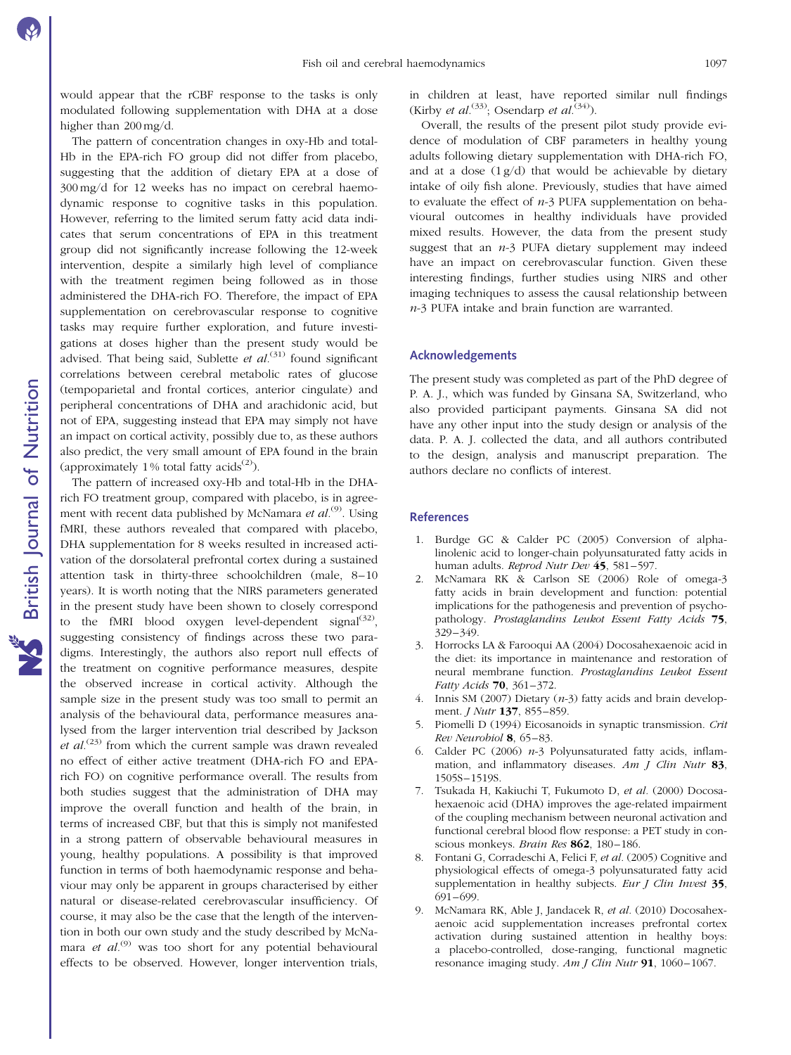would appear that the rCBF response to the tasks is only modulated following supplementation with DHA at a dose higher than 200 mg/d.

The pattern of concentration changes in oxy-Hb and total-Hb in the EPA-rich FO group did not differ from placebo, suggesting that the addition of dietary EPA at a dose of 300 mg/d for 12 weeks has no impact on cerebral haemodynamic response to cognitive tasks in this population. However, referring to the limited serum fatty acid data indicates that serum concentrations of EPA in this treatment group did not significantly increase following the 12-week intervention, despite a similarly high level of compliance with the treatment regimen being followed as in those administered the DHA-rich FO. Therefore, the impact of EPA supplementation on cerebrovascular response to cognitive tasks may require further exploration, and future investigations at doses higher than the present study would be advised. That being said, Sublette *et al.*[31] found significant correlations between cerebral metabolic rates of glucose (tempoparietal and frontal cortices, anterior cingulate) and peripheral concentrations of DHA and arachidonic acid, but not of EPA, suggesting instead that EPA may simply not have an impact on cortical activity, possibly due to, as these authors also predict, the very small amount of EPA found in the brain (approximately 1 % total fatty acids[2]).

The pattern of increased oxy-Hb and total-Hb in the DHA-rich FO treatment group, compared with placebo, is in agreement with recent data published by McNamara *et al.*[9]. Using fMRI, these authors revealed that compared with placebo, DHA supplementation for 8 weeks resulted in increased activation of the dorsolateral prefrontal cortex during a sustained attention task in thirty-three schoolchildren (male, 8–10 years). It is worth noting that the NIRS parameters generated in the present study have been shown to closely correspond to the fMRI blood oxygen level-dependent signal[32], suggesting consistency of findings across these two paradigms. Interestingly, the authors also report null effects of the treatment on cognitive performance measures, despite the observed increase in cortical activity. Although the sample size in the present study was too small to permit an analysis of the behavioural data, performance measures analysed from the larger intervention trial described by Jackson *et al.*[23] from which the current sample was drawn revealed no effect of either active treatment (DHA-rich FO and EPA-rich FO) on cognitive performance overall. The results from both studies suggest that the administration of DHA may improve the overall function and health of the brain, in terms of increased CBF, but that this is simply not manifested in a strong pattern of observable behavioural measures in young, healthy populations. A possibility is that improved function in terms of both haemodynamic response and behaviour may only be apparent in groups characterised by either natural or disease-related cerebrovascular insufficiency. Of course, it may also be the case that the length of the intervention in both our own study and the study described by McNamara *et al.*[9] was too short for any potential behavioural effects to be observed. However, longer intervention trials, in children at least, have reported similar null findings (Kirby *et al.*[33]; Osendarp *et al.*[34]).

Overall, the results of the present pilot study provide evidence of modulation of CBF parameters in healthy young adults following dietary supplementation with DHA-rich FO, and at a dose (1 g/d) that would be achievable by dietary intake of oily fish alone. Previously, studies that have aimed to evaluate the effect of *n*-3 PUFA supplementation on behavioural outcomes in healthy individuals have provided mixed results. However, the data from the present study suggest that an *n*-3 PUFA dietary supplement may indeed have an impact on cerebrovascular function. Given these interesting findings, further studies using NIRS and other imaging techniques to assess the causal relationship between *n*-3 PUFA intake and brain function are warranted.

## Acknowledgements

The present study was completed as part of the PhD degree of P. A. J., which was funded by Ginsana SA, Switzerland, who also provided participant payments. Ginsana SA did not have any other input into the study design or analysis of the data. P. A. J. collected the data, and all authors contributed to the design, analysis and manuscript preparation. The authors declare no conflicts of interest.

## References

1. Burdge GC & Calder PC (2005) Conversion of alpha-linolenic acid to longer-chain polyunsaturated fatty acids in human adults. *Reprod Nutr Dev* **45**, 581–597.
2. McNamara RK & Carlson SE (2006) Role of omega-3 fatty acids in brain development and function: potential implications for the pathogenesis and prevention of psychopathology. *Prostaglandins Leukot Essent Fatty Acids* **75**, 329–349.
3. Horrocks LA & Farooqui AA (2004) Docosahexaenoic acid in the diet: its importance in maintenance and restoration of neural membrane function. *Prostaglandins Leukot Essent Fatty Acids* **70**, 361–372.
4. Innis SM (2007) Dietary (*n*-3) fatty acids and brain development. *J Nutr* **137**, 855–859.
5. Piomelli D (1994) Eicosanoids in synaptic transmission. *Crit Rev Neurobiol* **8**, 65–83.
6. Calder PC (2006) *n*-3 Polyunsaturated fatty acids, inflammation, and inflammatory diseases. *Am J Clin Nutr* **83**, 1505S–1519S.
7. Tsukada H, Kakiuchi T, Fukumoto D, *et al.* (2000) Docosahexaenoic acid (DHA) improves the age-related impairment of the coupling mechanism between neuronal activation and functional cerebral blood flow response: a PET study in conscious monkeys. *Brain Res* **862**, 180–186.
8. Fontani G, Corradeschi A, Felici F, *et al.* (2005) Cognitive and physiological effects of omega-3 polyunsaturated fatty acid supplementation in healthy subjects. *Eur J Clin Invest* **35**, 691–699.
9. McNamara RK, Able J, Jandacek R, *et al.* (2010) Docosahexaenoic acid supplementation increases prefrontal cortex activation during sustained attention in healthy boys: a placebo-controlled, dose-ranging, functional magnetic resonance imaging study. *Am J Clin Nutr* **91**, 1060–1067.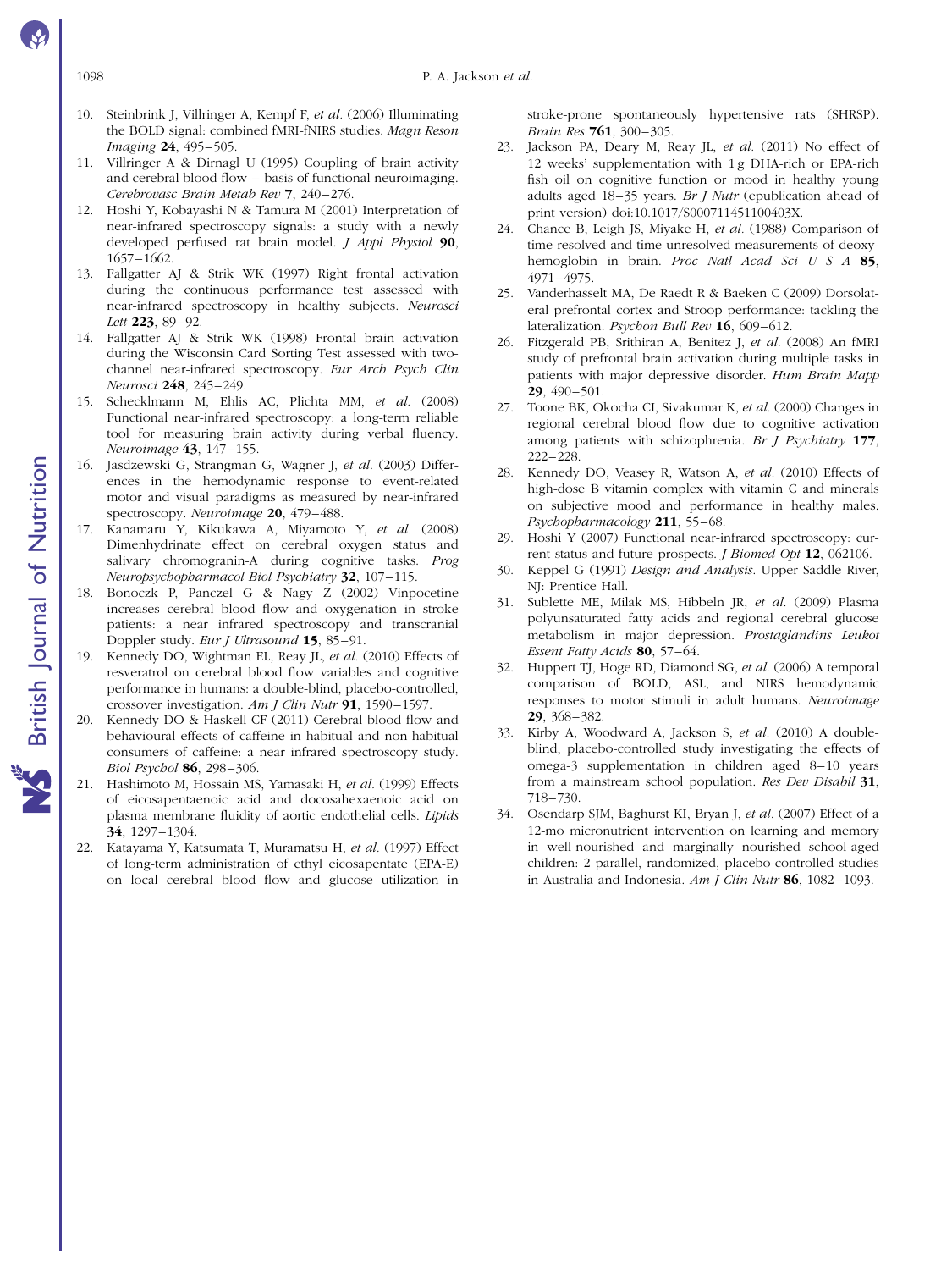10. Steinbrink J, Villringer A, Kempf F, *et al.* (2006) Illuminating the BOLD signal: combined fMRI-fNIRS studies. *Magn Reson Imaging* **24**, 495–505.
11. Villringer A & Dirnagl U (1995) Coupling of brain activity and cerebral blood-flow – basis of functional neuroimaging. *Cerebrovasc Brain Metab Rev* **7**, 240–276.
12. Hoshi Y, Kobayashi N & Tamura M (2001) Interpretation of near-infrared spectroscopy signals: a study with a newly developed perfused rat brain model. *J Appl Physiol* **90**, 1657–1662.
13. Fallgatter AJ & Strik WK (1997) Right frontal activation during the continuous performance test assessed with near-infrared spectroscopy in healthy subjects. *Neurosci Lett* **223**, 89–92.
14. Fallgatter AJ & Strik WK (1998) Frontal brain activation during the Wisconsin Card Sorting Test assessed with two-channel near-infrared spectroscopy. *Eur Arch Psych Clin Neurosci* **248**, 245–249.
15. Schecklmann M, Ehlis AC, Plichta MM, *et al.* (2008) Functional near-infrared spectroscopy: a long-term reliable tool for measuring brain activity during verbal fluency. *Neuroimage* **43**, 147–155.
16. Jasdzewski G, Strangman G, Wagner J, *et al.* (2003) Differences in the hemodynamic response to event-related motor and visual paradigms as measured by near-infrared spectroscopy. *Neuroimage* **20**, 479–488.
17. Kanamaru Y, Kikukawa A, Miyamoto Y, *et al.* (2008) Dimenhydrinate effect on cerebral oxygen status and salivary chromogranin-A during cognitive tasks. *Prog Neuropsychopharmacol Biol Psychiatry* **32**, 107–115.
18. Bonoczk P, Panczel G & Nagy Z (2002) Vinpocetine increases cerebral blood flow and oxygenation in stroke patients: a near infrared spectroscopy and transcranial Doppler study. *Eur J Ultrasound* **15**, 85–91.
19. Kennedy DO, Wightman EL, Reay JL, *et al.* (2010) Effects of resveratrol on cerebral blood flow variables and cognitive performance in humans: a double-blind, placebo-controlled, crossover investigation. *Am J Clin Nutr* **91**, 1590–1597.
20. Kennedy DO & Haskell CF (2011) Cerebral blood flow and behavioural effects of caffeine in habitual and non-habitual consumers of caffeine: a near infrared spectroscopy study. *Biol Psychol* **86**, 298–306.
21. Hashimoto M, Hossain MS, Yamasaki H, *et al.* (1999) Effects of eicosapentaenoic acid and docosahexaenoic acid on plasma membrane fluidity of aortic endothelial cells. *Lipids* **34**, 1297–1304.
22. Katayama Y, Katsumata T, Muramatsu H, *et al.* (1997) Effect of long-term administration of ethyl eicosapentate (EPA-E) on local cerebral blood flow and glucose utilization in stroke-prone spontaneously hypertensive rats (SHRSP). *Brain Res* **761**, 300–305.
23. Jackson PA, Deary M, Reay JL, *et al.* (2011) No effect of 12 weeks' supplementation with 1 g DHA-rich or EPA-rich fish oil on cognitive function or mood in healthy young adults aged 18–35 years. *Br J Nutr* (epublication ahead of print version) doi:10.1017/S000711451100403X.
24. Chance B, Leigh JS, Miyake H, *et al.* (1988) Comparison of time-resolved and time-unresolved measurements of deoxy-hemoglobin in brain. *Proc Natl Acad Sci U S A* **85**, 4971–4975.
25. Vanderhasselt MA, De Raedt R & Baeken C (2009) Dorsolateral prefrontal cortex and Stroop performance: tackling the lateralization. *Psychon Bull Rev* **16**, 609–612.
26. Fitzgerald PB, Srithiran A, Benitez J, *et al.* (2008) An fMRI study of prefrontal brain activation during multiple tasks in patients with major depressive disorder. *Hum Brain Mapp* **29**, 490–501.
27. Toone BK, Okocha CI, Sivakumar K, *et al.* (2000) Changes in regional cerebral blood flow due to cognitive activation among patients with schizophrenia. *Br J Psychiatry* **177**, 222–228.
28. Kennedy DO, Veasey R, Watson A, *et al.* (2010) Effects of high-dose B vitamin complex with vitamin C and minerals on subjective mood and performance in healthy males. *Psychopharmacology* **211**, 55–68.
29. Hoshi Y (2007) Functional near-infrared spectroscopy: current status and future prospects. *J Biomed Opt* **12**, 062106.
30. Keppel G (1991) *Design and Analysis*. Upper Saddle River, NJ: Prentice Hall.
31. Sublette ME, Milak MS, Hibbeln JR, *et al.* (2009) Plasma polyunsaturated fatty acids and regional cerebral glucose metabolism in major depression. *Prostaglandins Leukot Essent Fatty Acids* **80**, 57–64.
32. Huppert TJ, Hoge RD, Diamond SG, *et al.* (2006) A temporal comparison of BOLD, ASL, and NIRS hemodynamic responses to motor stimuli in adult humans. *Neuroimage* **29**, 368–382.
33. Kirby A, Woodward A, Jackson S, *et al.* (2010) A double-blind, placebo-controlled study investigating the effects of omega-3 supplementation in children aged 8–10 years from a mainstream school population. *Res Dev Disabil* **31**, 718–730.
34. Osendarp SJM, Baghurst KI, Bryan J, *et al.* (2007) Effect of a 12-mo micronutrient intervention on learning and memory in well-nourished and marginally nourished school-aged children: 2 parallel, randomized, placebo-controlled studies in Australia and Indonesia. *Am J Clin Nutr* **86**, 1082–1093.